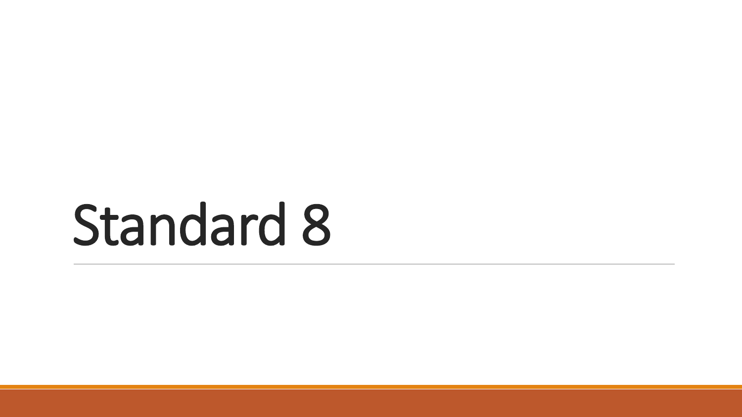# Standard 8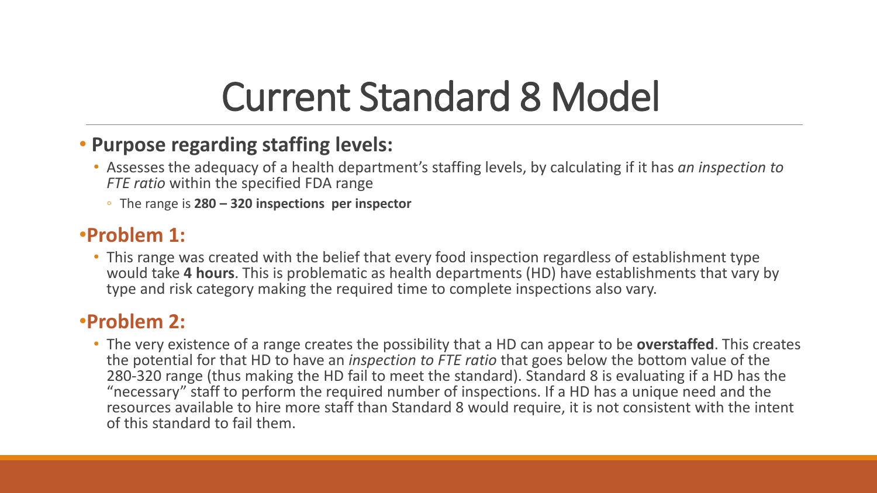# Current Standard 8 Model

- **Purpose regarding staffing levels:**
  - Assesses the adequacy of a health department's staffing levels, by calculating if it has *an inspection to FTE ratio* within the specified FDA range
    - The range is **280 – 320 inspections per inspector**

## Problem 1:

- This range was created with the belief that every food inspection regardless of establishment type would take **4 hours**. This is problematic as health departments (HD) have establishments that vary by type and risk category making the required time to complete inspections also vary.

## Problem 2:

- The very existence of a range creates the possibility that a HD can appear to be **overstaffed**. This creates the potential for that HD to have an *inspection to FTE ratio* that goes below the bottom value of the 280-320 range (thus making the HD fail to meet the standard). Standard 8 is evaluating if a HD has the "necessary" staff to perform the required number of inspections. If a HD has a unique need and the resources available to hire more staff than Standard 8 would require, it is not consistent with the intent of this standard to fail them.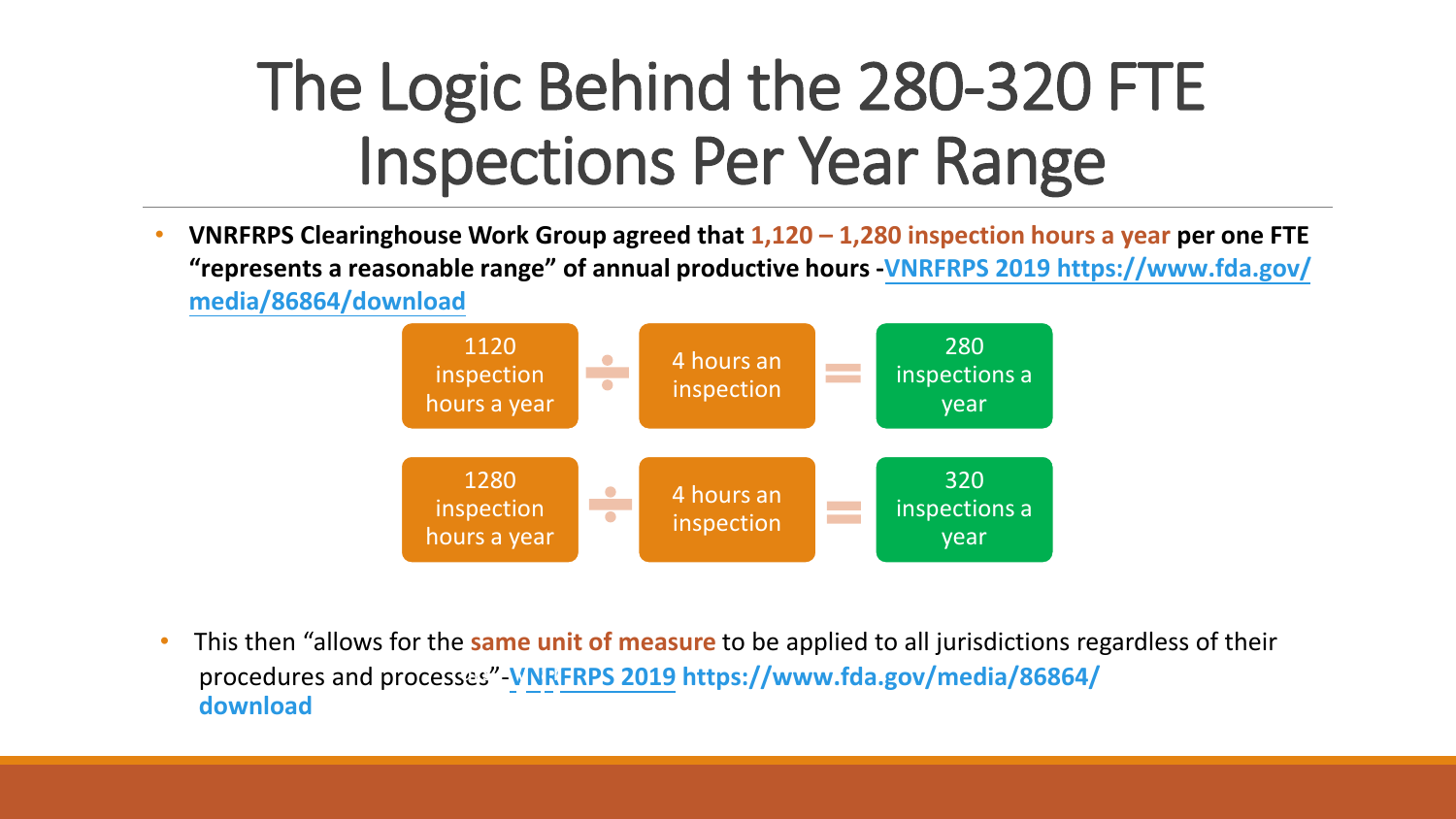# The Logic Behind the 280-320 FTE Inspections Per Year Range

- **VNRFRPS Clearinghouse Work Group agreed that 1,120 – 1,280 inspection hours a year per one FTE "represents a reasonable range" of annual productive hours -VNRFRPS 2019 https://www.fda.gov/media/86864/download**

1120 inspection hours a year ÷ 4 hours an inspection = 280 inspections a year

1280 inspection hours a year ÷ 4 hours an inspection = 320 inspections a year

- This then "allows for the **same unit of measure** to be applied to all jurisdictions regardless of their procedures and processes"-**VNRFRPS 2019 https://www.fda.gov/media/86864/download**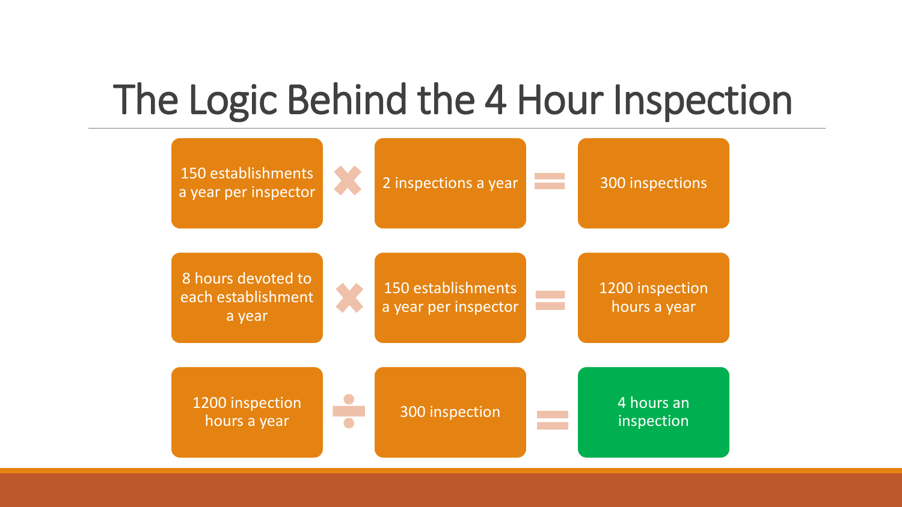# The Logic Behind the 4 Hour Inspection

| | | | | |
|---|---|---|---|---|
| 150 establishments a year per inspector | × | 2 inspections a year | = | 300 inspections |
| 8 hours devoted to each establishment a year | × | 150 establishments a year per inspector | = | 1200 inspection hours a year |
| 1200 inspection hours a year | ÷ | 300 inspection | = | 4 hours an inspection |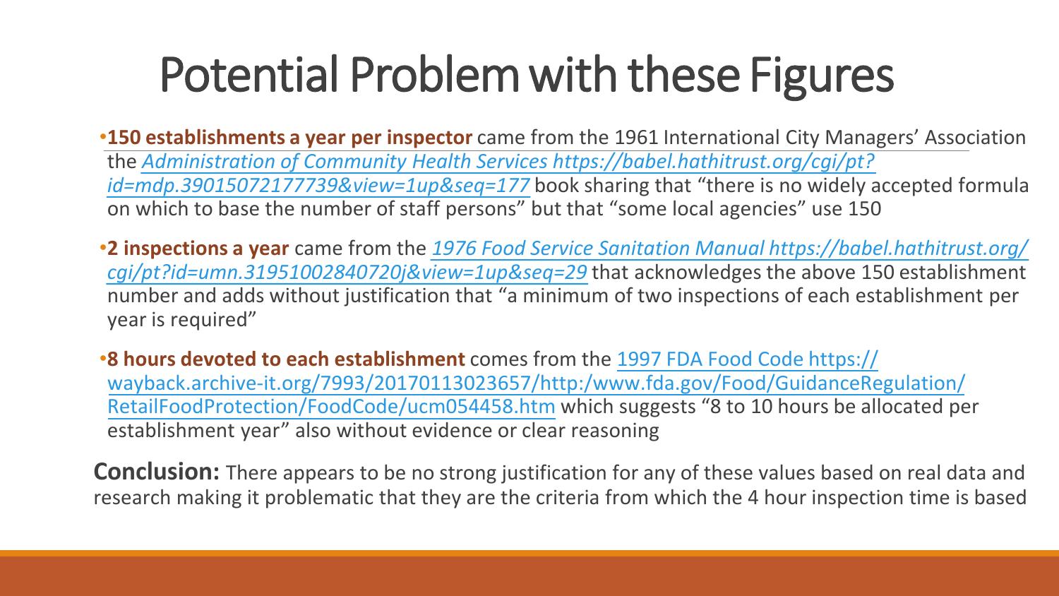# Potential Problem with these Figures

- **150 establishments a year per inspector** came from the 1961 International City Managers' Association the *Administration of Community Health Services https://babel.hathitrust.org/cgi/pt?id=mdp.39015072177739&view=1up&seq=177* book sharing that "there is no widely accepted formula on which to base the number of staff persons" but that "some local agencies" use 150
- **2 inspections a year** came from the *1976 Food Service Sanitation Manual https://babel.hathitrust.org/cgi/pt?id=umn.31951002840720j&view=1up&seq=29* that acknowledges the above 150 establishment number and adds without justification that "a minimum of two inspections of each establishment per year is required"
- **8 hours devoted to each establishment** comes from the 1997 FDA Food Code https://wayback.archive-it.org/7993/20170113023657/http:/www.fda.gov/Food/GuidanceRegulation/RetailFoodProtection/FoodCode/ucm054458.htm which suggests "8 to 10 hours be allocated per establishment year" also without evidence or clear reasoning

**Conclusion:** There appears to be no strong justification for any of these values based on real data and research making it problematic that they are the criteria from which the 4 hour inspection time is based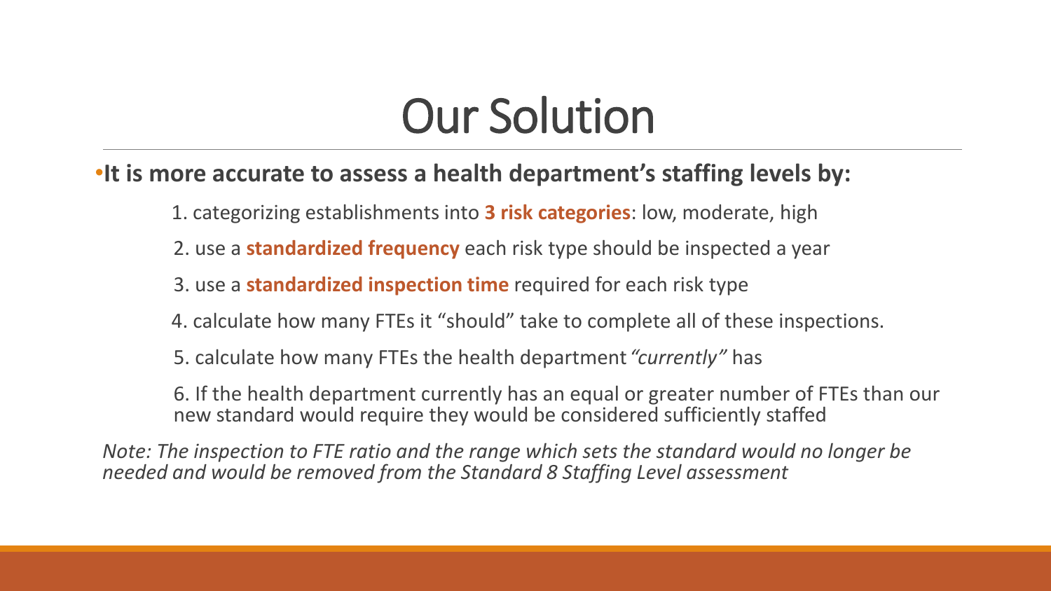# Our Solution

- **It is more accurate to assess a health department's staffing levels by:**

  1. categorizing establishments into **3 risk categories**: low, moderate, high
  2. use a **standardized frequency** each risk type should be inspected a year
  3. use a **standardized inspection time** required for each risk type
  4. calculate how many FTEs it "should" take to complete all of these inspections.
  5. calculate how many FTEs the health department *"currently"* has
  6. If the health department currently has an equal or greater number of FTEs than our new standard would require they would be considered sufficiently staffed

*Note: The inspection to FTE ratio and the range which sets the standard would no longer be needed and would be removed from the Standard 8 Staffing Level assessment*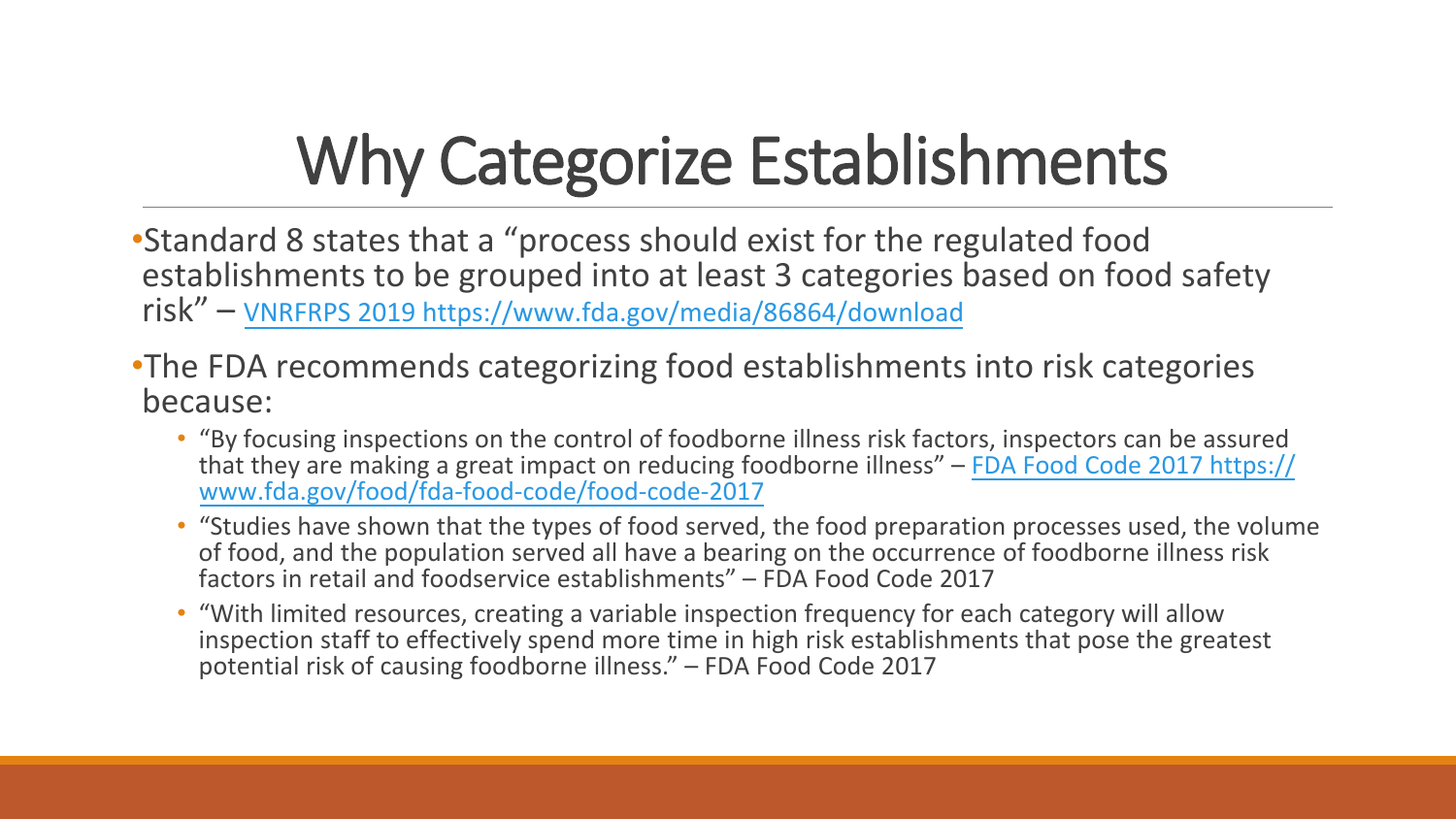# Why Categorize Establishments

- Standard 8 states that a "process should exist for the regulated food establishments to be grouped into at least 3 categories based on food safety risk" – VNRFRPS 2019 https://www.fda.gov/media/86864/download
- The FDA recommends categorizing food establishments into risk categories because:
  - "By focusing inspections on the control of foodborne illness risk factors, inspectors can be assured that they are making a great impact on reducing foodborne illness" – FDA Food Code 2017 https://www.fda.gov/food/fda-food-code/food-code-2017
  - "Studies have shown that the types of food served, the food preparation processes used, the volume of food, and the population served all have a bearing on the occurrence of foodborne illness risk factors in retail and foodservice establishments" – FDA Food Code 2017
  - "With limited resources, creating a variable inspection frequency for each category will allow inspection staff to effectively spend more time in high risk establishments that pose the greatest potential risk of causing foodborne illness." – FDA Food Code 2017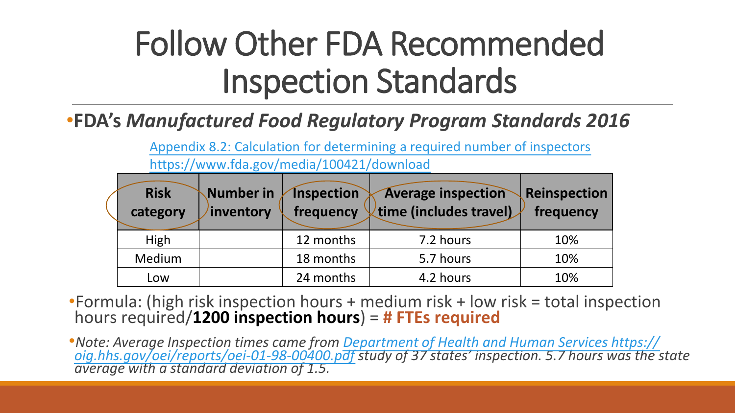# Follow Other FDA Recommended Inspection Standards

- **FDA's *Manufactured Food Regulatory Program Standards 2016***

[Appendix 8.2: Calculation for determining a required number of inspectors https://www.fda.gov/media/100421/download](https://www.fda.gov/media/100421/download)

| Risk category | Number in inventory | Inspection frequency | Average inspection time (includes travel) | Reinspection frequency |
|---|---|---|---|---|
| High | | 12 months | 7.2 hours | 10% |
| Medium | | 18 months | 5.7 hours | 10% |
| Low | | 24 months | 4.2 hours | 10% |

- Formula: (high risk inspection hours + medium risk + low risk = total inspection hours required/**1200 inspection hours**) = **# FTEs required**

- *Note: Average Inspection times came from [Department of Health and Human Services https://oig.hhs.gov/oei/reports/oei-01-98-00400.pdf](https://oig.hhs.gov/oei/reports/oei-01-98-00400.pdf) study of 37 states' inspection. 5.7 hours was the state average with a standard deviation of 1.5.*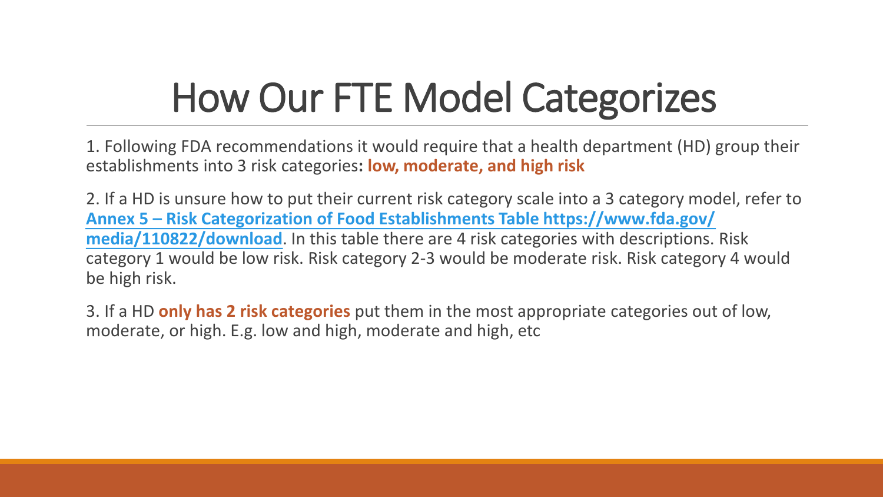# How Our FTE Model Categorizes

1. Following FDA recommendations it would require that a health department (HD) group their establishments into 3 risk categories: **low, moderate, and high risk**

2. If a HD is unsure how to put their current risk category scale into a 3 category model, refer to **[Annex 5 – Risk Categorization of Food Establishments Table https://www.fda.gov/media/110822/download](https://www.fda.gov/media/110822/download)**. In this table there are 4 risk categories with descriptions. Risk category 1 would be low risk. Risk category 2-3 would be moderate risk. Risk category 4 would be high risk.

3. If a HD **only has 2 risk categories** put them in the most appropriate categories out of low, moderate, or high. E.g. low and high, moderate and high, etc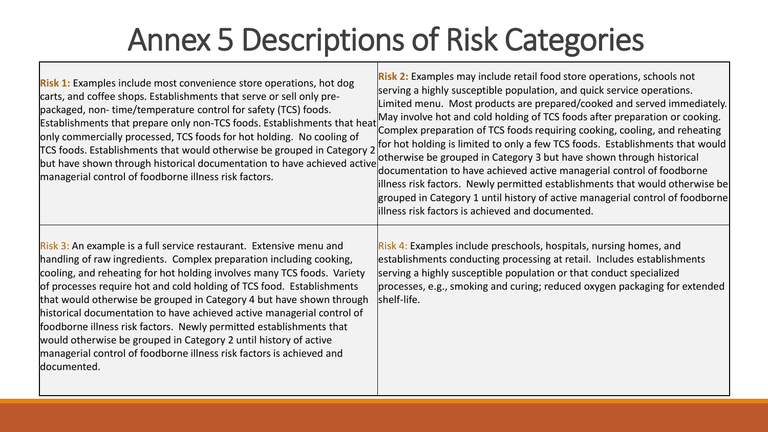# Annex 5 Descriptions of Risk Categories

**Risk 1:** Examples include most convenience store operations, hot dog carts, and coffee shops. Establishments that serve or sell only pre-packaged, non- time/temperature control for safety (TCS) foods. Establishments that prepare only non-TCS foods. Establishments that heat only commercially processed, TCS foods for hot holding. No cooling of TCS foods. Establishments that would otherwise be grouped in Category 2 but have shown through historical documentation to have achieved active managerial control of foodborne illness risk factors.

**Risk 2:** Examples may include retail food store operations, schools not serving a highly susceptible population, and quick service operations. Limited menu. Most products are prepared/cooked and served immediately. May involve hot and cold holding of TCS foods after preparation or cooking. Complex preparation of TCS foods requiring cooking, cooling, and reheating for hot holding is limited to only a few TCS foods. Establishments that would otherwise be grouped in Category 3 but have shown through historical documentation to have achieved active managerial control of foodborne illness risk factors. Newly permitted establishments that would otherwise be grouped in Category 1 until history of active managerial control of foodborne illness risk factors is achieved and documented.

Risk 3: An example is a full service restaurant. Extensive menu and handling of raw ingredients. Complex preparation including cooking, cooling, and reheating for hot holding involves many TCS foods. Variety of processes require hot and cold holding of TCS food. Establishments that would otherwise be grouped in Category 4 but have shown through historical documentation to have achieved active managerial control of foodborne illness risk factors. Newly permitted establishments that would otherwise be grouped in Category 2 until history of active managerial control of foodborne illness risk factors is achieved and documented.

Risk 4: Examples include preschools, hospitals, nursing homes, and establishments conducting processing at retail. Includes establishments serving a highly susceptible population or that conduct specialized processes, e.g., smoking and curing; reduced oxygen packaging for extended shelf-life.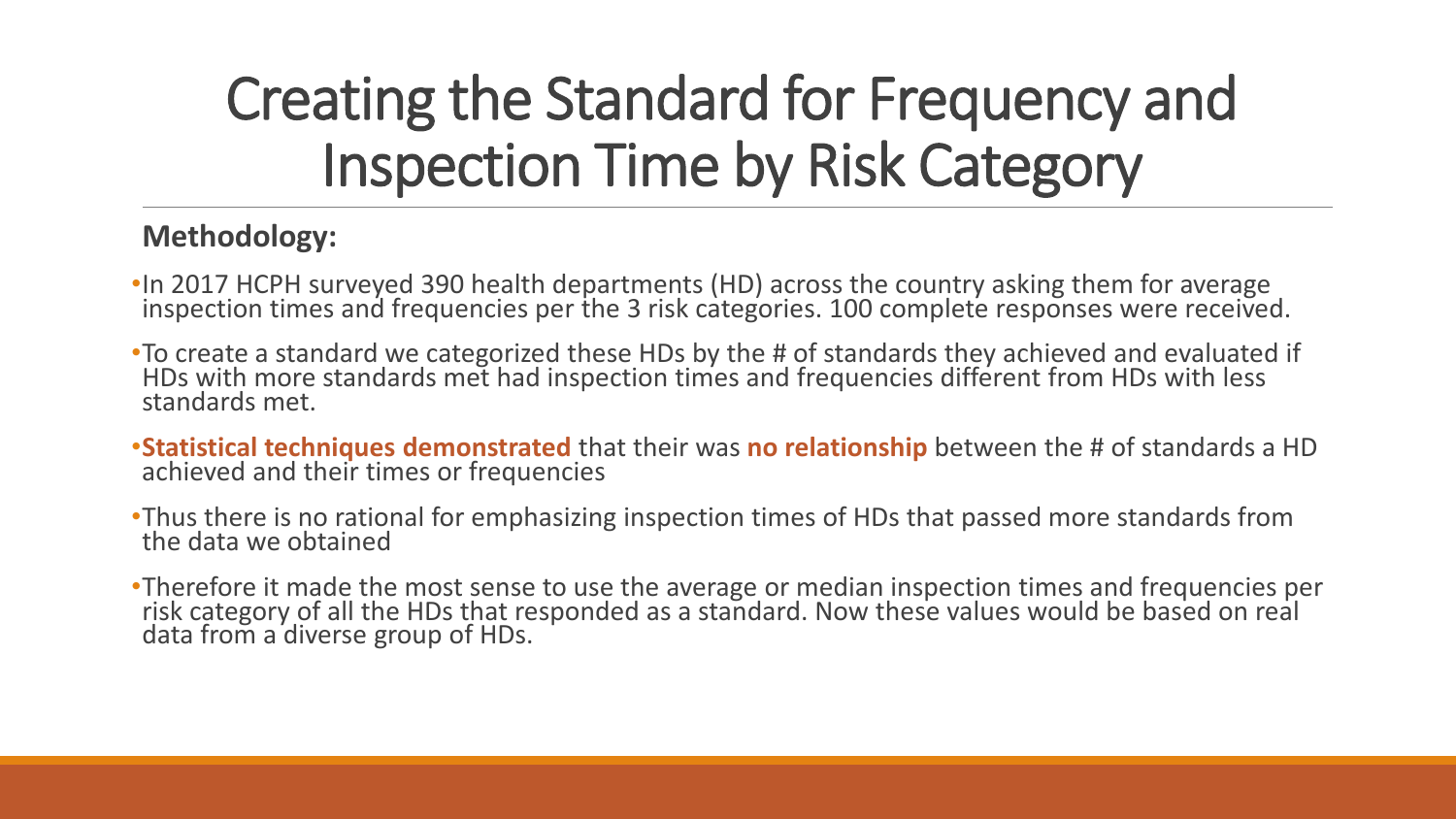# Creating the Standard for Frequency and Inspection Time by Risk Category

**Methodology:**

- In 2017 HCPH surveyed 390 health departments (HD) across the country asking them for average inspection times and frequencies per the 3 risk categories. 100 complete responses were received.
- To create a standard we categorized these HDs by the # of standards they achieved and evaluated if HDs with more standards met had inspection times and frequencies different from HDs with less standards met.
- **Statistical techniques demonstrated** that their was **no relationship** between the # of standards a HD achieved and their times or frequencies
- Thus there is no rational for emphasizing inspection times of HDs that passed more standards from the data we obtained
- Therefore it made the most sense to use the average or median inspection times and frequencies per risk category of all the HDs that responded as a standard. Now these values would be based on real data from a diverse group of HDs.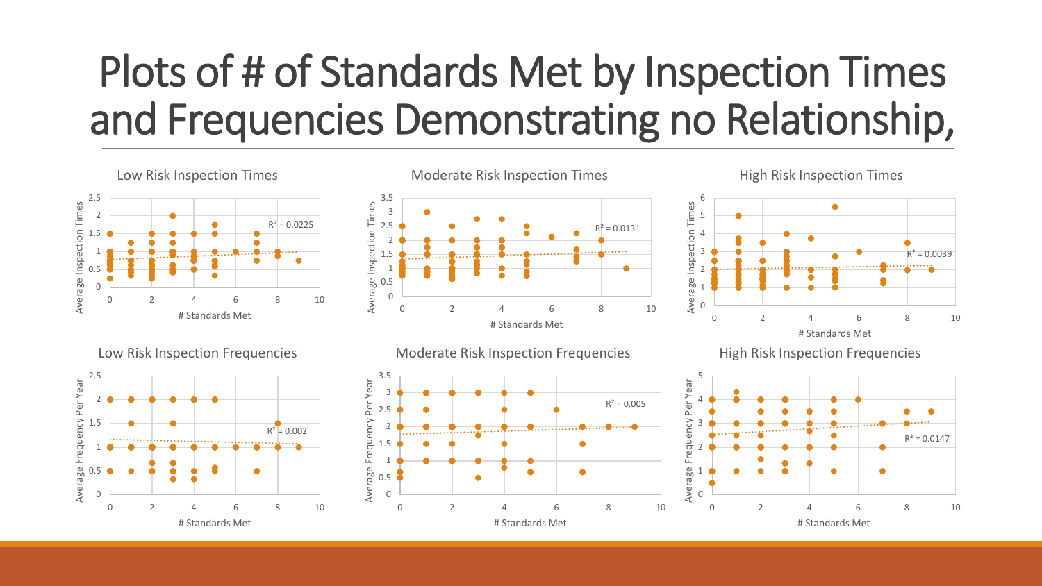# Plots of # of Standards Met by Inspection Times and Frequencies Demonstrating no Relationship,

**Low Risk Inspection Times**

Average Inspection Times vs. # Standards Met — $R^2 = 0.0225$

**Moderate Risk Inspection Times**

Average Inspection Times vs. # Standards Met — $R^2 = 0.0131$

**High Risk Inspection Times**

Average Inspection Times vs. # Standards Met — $R^2 = 0.0039$

**Low Risk Inspection Frequencies**

Average Frequency Per Year vs. # Standards Met — $R^2 = 0.002$

**Moderate Risk Inspection Frequencies**

Average Frequency Per Year vs. # Standards Met — $R^2 = 0.005$

**High Risk Inspection Frequencies**

Average Frequency Per Year vs. # Standards Met — $R^2 = 0.0147$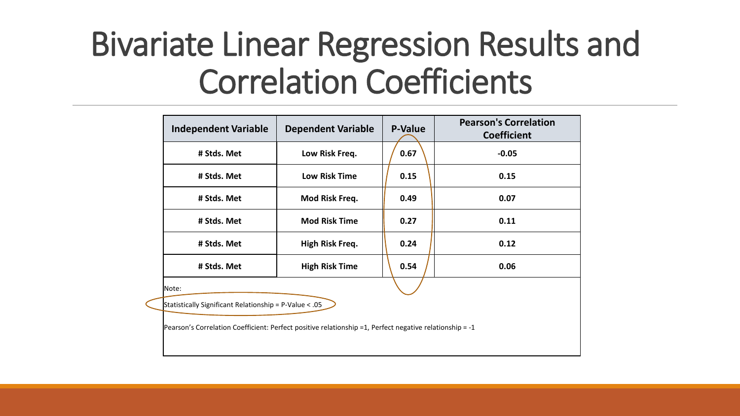# Bivariate Linear Regression Results and Correlation Coefficients

| Independent Variable | Dependent Variable | P-Value | Pearson's Correlation Coefficient |
|---|---|---|---|
| # Stds. Met | Low Risk Freq. | 0.67 | -0.05 |
| # Stds. Met | Low Risk Time | 0.15 | 0.15 |
| # Stds. Met | Mod Risk Freq. | 0.49 | 0.07 |
| # Stds. Met | Mod Risk Time | 0.27 | 0.11 |
| # Stds. Met | High Risk Freq. | 0.24 | 0.12 |
| # Stds. Met | High Risk Time | 0.54 | 0.06 |

Note:

Statistically Significant Relationship = P-Value < .05

Pearson's Correlation Coefficient: Perfect positive relationship =1, Perfect negative relationship = -1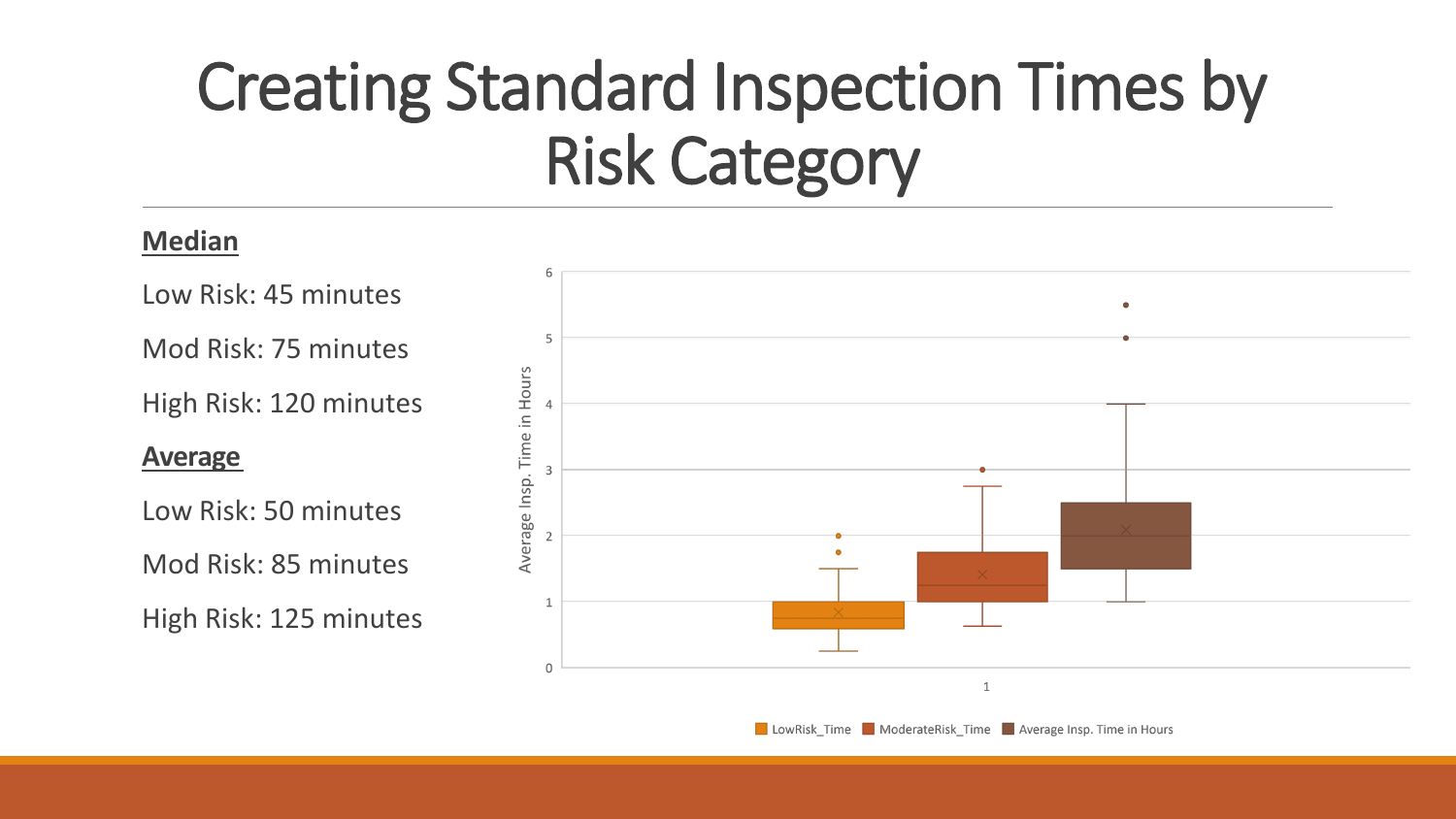# Creating Standard Inspection Times by Risk Category

**Median**

Low Risk: 45 minutes

Mod Risk: 75 minutes

High Risk: 120 minutes

**Average**

Low Risk: 50 minutes

Mod Risk: 85 minutes

High Risk: 125 minutes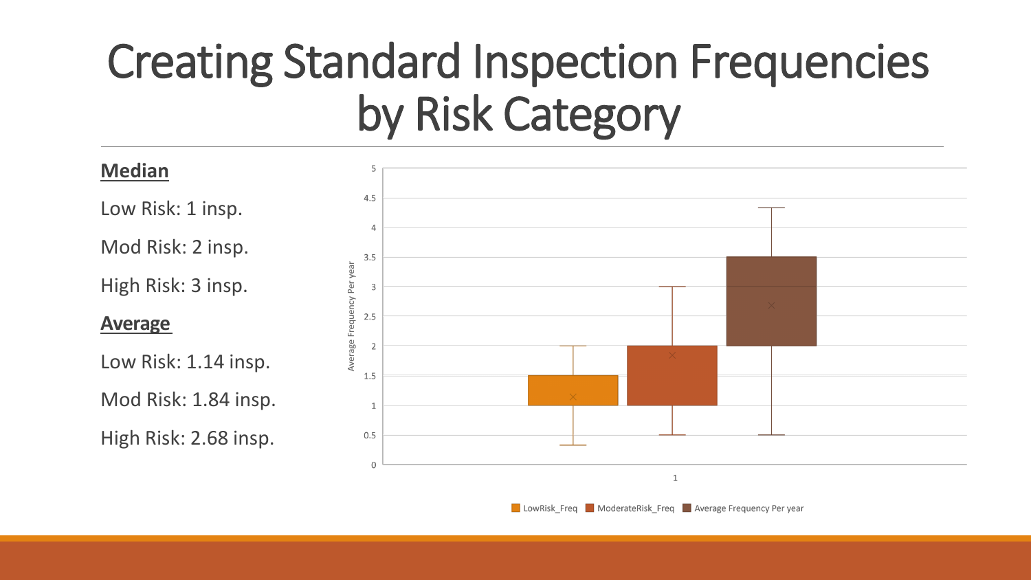# Creating Standard Inspection Frequencies by Risk Category

**Median**

Low Risk: 1 insp.

Mod Risk: 2 insp.

High Risk: 3 insp.

**Average**

Low Risk: 1.14 insp.

Mod Risk: 1.84 insp.

High Risk: 2.68 insp.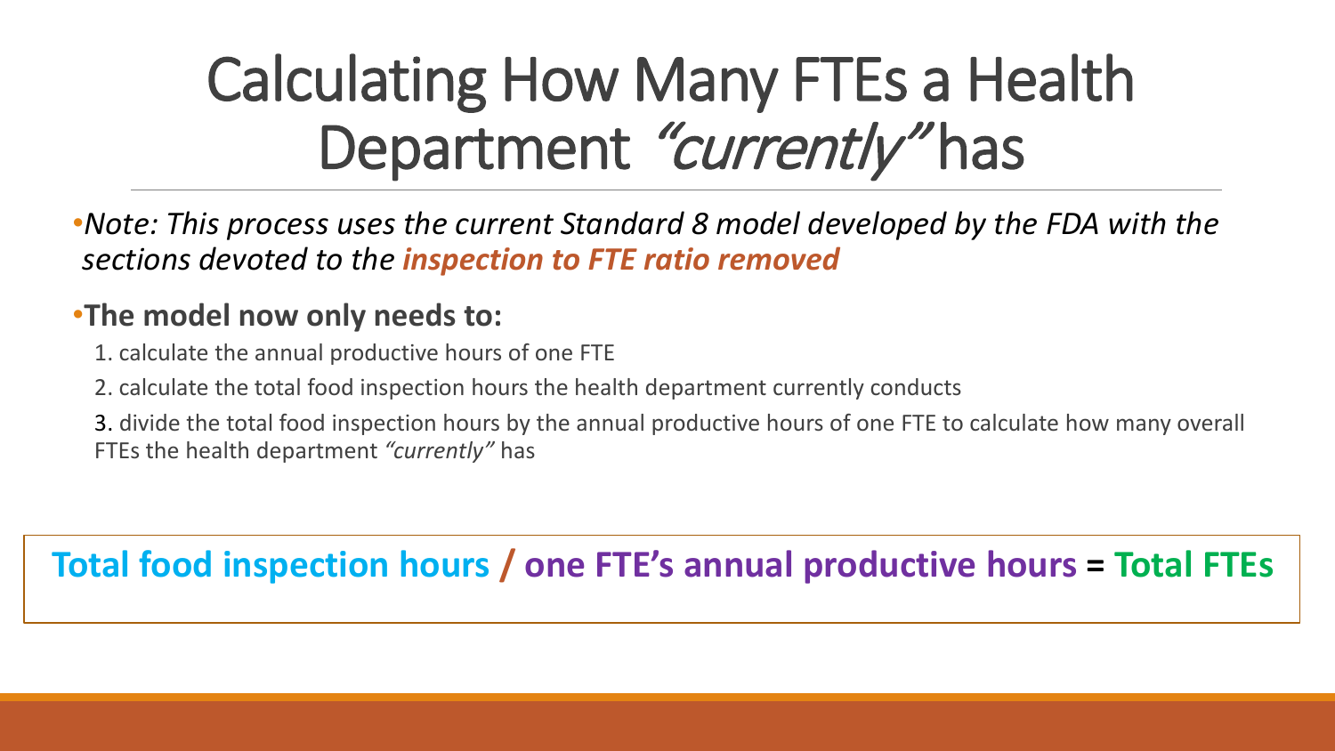# Calculating How Many FTEs a Health Department *"currently"* has

- *Note: This process uses the current Standard 8 model developed by the FDA with the sections devoted to the **inspection to FTE ratio removed***
- **The model now only needs to:**
  1. calculate the annual productive hours of one FTE
  2. calculate the total food inspection hours the health department currently conducts
  3. divide the total food inspection hours by the annual productive hours of one FTE to calculate how many overall FTEs the health department *"currently"* has

**Total food inspection hours / one FTE's annual productive hours = Total FTEs**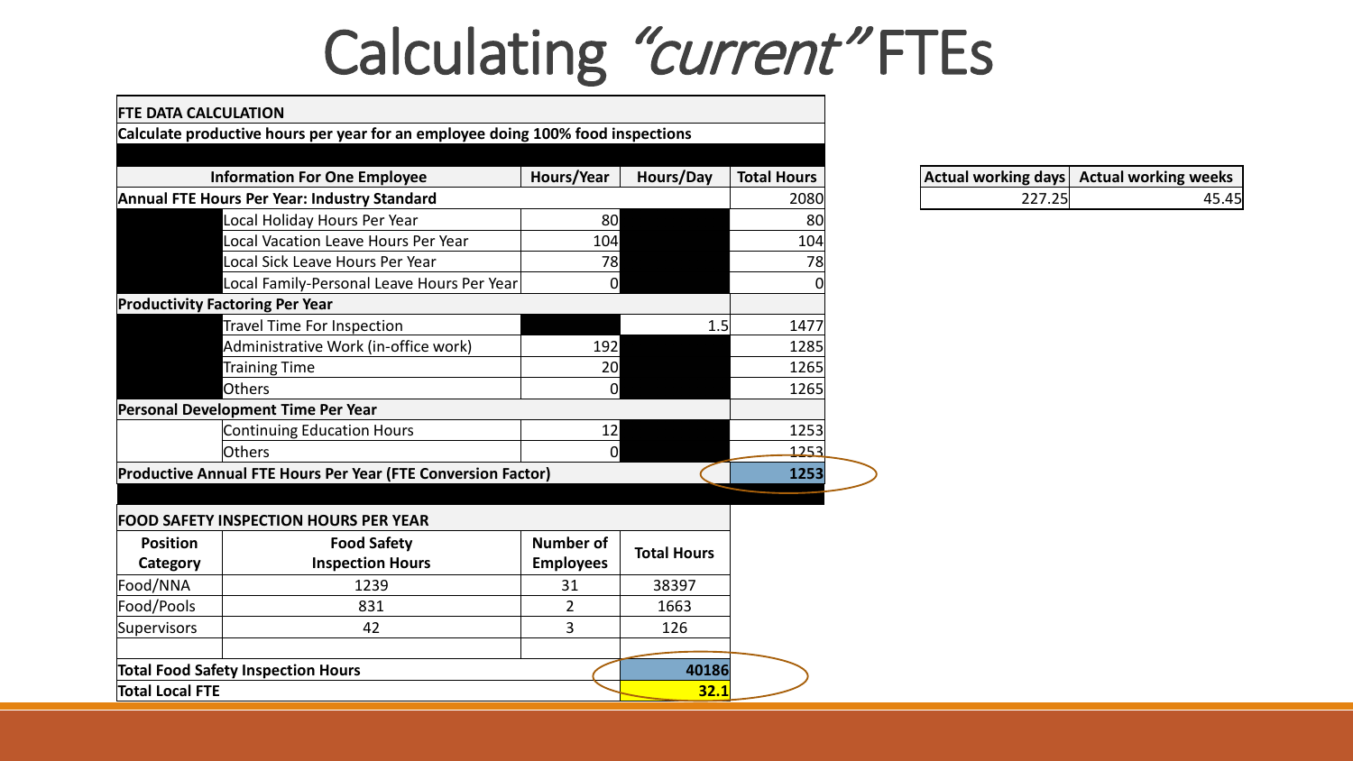# Calculating *"current"* FTEs

| FTE DATA CALCULATION | | | | |
|---|---|---|---|---|
| Calculate productive hours per year for an employee doing 100% food inspections | | | | |
| | | | | |
| Information For One Employee | | Hours/Year | Hours/Day | Total Hours |
| Annual FTE Hours Per Year: Industry Standard | | | | 2080 |
| | Local Holiday Hours Per Year | 80 | | 80 |
| | Local Vacation Leave Hours Per Year | 104 | | 104 |
| | Local Sick Leave Hours Per Year | 78 | | 78 |
| | Local Family-Personal Leave Hours Per Year | 0 | | 0 |
| Productivity Factoring Per Year | | | | |
| | Travel Time For Inspection | | 1.5 | 1477 |
| | Administrative Work (in-office work) | 192 | | 1285 |
| | Training Time | 20 | | 1265 |
| | Others | 0 | | 1265 |
| Personal Development Time Per Year | | | | |
| | Continuing Education Hours | 12 | | 1253 |
| | Others | 0 | | 1253 |
| Productive Annual FTE Hours Per Year (FTE Conversion Factor) | | | | 1253 |

| Actual working days | Actual working weeks |
|---|---|
| 227.25 | 45.45 |

| FOOD SAFETY INSPECTION HOURS PER YEAR | | | |
|---|---|---|---|
| Position Category | Food Safety Inspection Hours | Number of Employees | Total Hours |
| Food/NNA | 1239 | 31 | 38397 |
| Food/Pools | 831 | 2 | 1663 |
| Supervisors | 42 | 3 | 126 |
| | | | |
| Total Food Safety Inspection Hours | | | 40186 |
| Total Local FTE | | | 32.1 |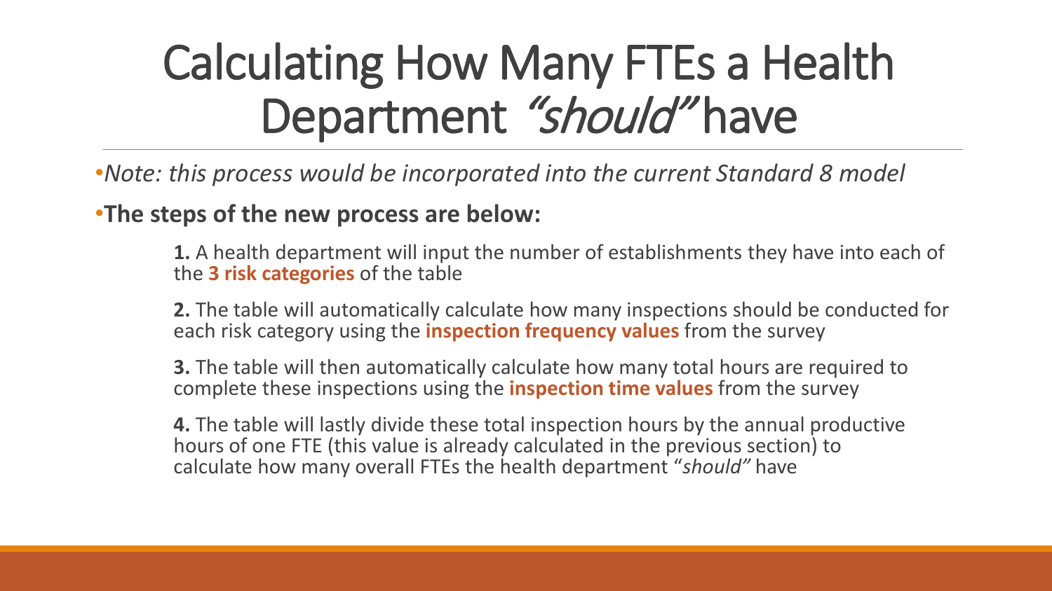# Calculating How Many FTEs a Health Department *"should"* have

- *Note: this process would be incorporated into the current Standard 8 model*
- **The steps of the new process are below:**

**1.** A health department will input the number of establishments they have into each of the **3 risk categories** of the table

**2.** The table will automatically calculate how many inspections should be conducted for each risk category using the **inspection frequency values** from the survey

**3.** The table will then automatically calculate how many total hours are required to complete these inspections using the **inspection time values** from the survey

**4.** The table will lastly divide these total inspection hours by the annual productive hours of one FTE (this value is already calculated in the previous section) to calculate how many overall FTEs the health department "*should"* have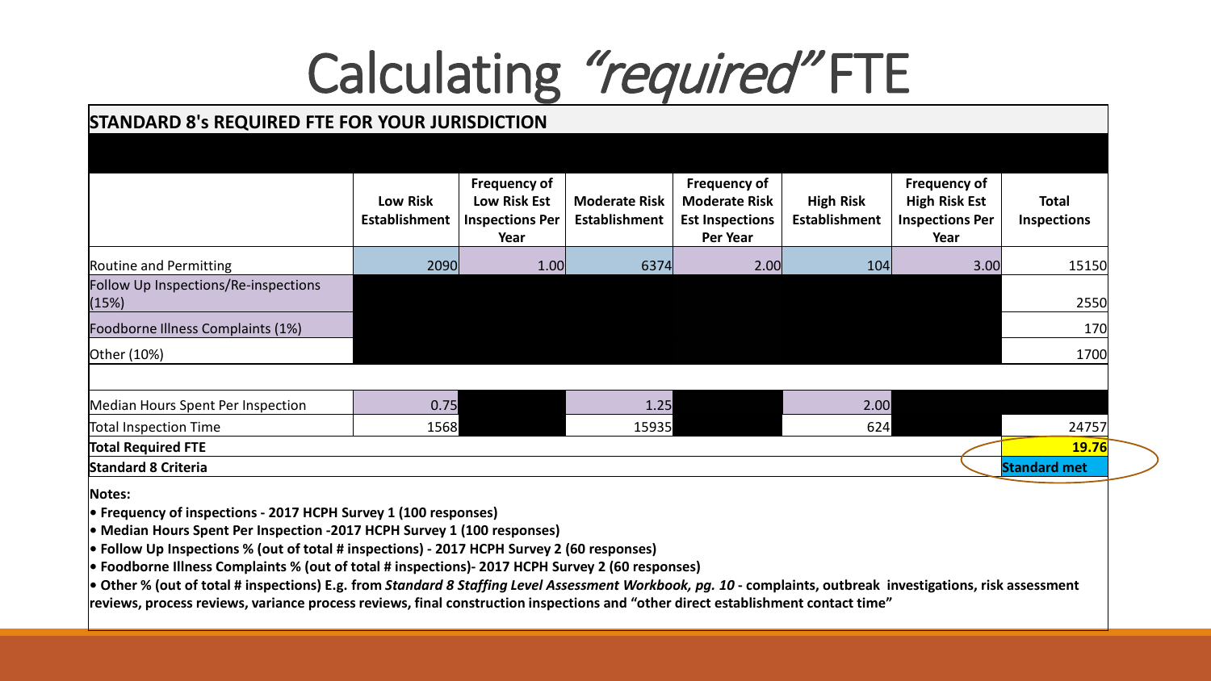# Calculating *"required"* FTE

| STANDARD 8's REQUIRED FTE FOR YOUR JURISDICTION | | | | | | | |
|---|---|---|---|---|---|---|---|
| | **Low Risk Establishment** | **Frequency of Low Risk Est Inspections Per Year** | **Moderate Risk Establishment** | **Frequency of Moderate Risk Est Inspections Per Year** | **High Risk Establishment** | **Frequency of High Risk Est Inspections Per Year** | **Total Inspections** |
| Routine and Permitting | 2090 | 1.00 | 6374 | 2.00 | 104 | 3.00 | 15150 |
| Follow Up Inspections/Re-inspections (15%) | | | | | | | 2550 |
| Foodborne Illness Complaints (1%) | | | | | | | 170 |
| Other (10%) | | | | | | | 1700 |
| | | | | | | | |
| Median Hours Spent Per Inspection | 0.75 | | 1.25 | | 2.00 | | |
| Total Inspection Time | 1568 | | 15935 | | 624 | | 24757 |
| **Total Required FTE** | | | | | | | **19.76** |
| **Standard 8 Criteria** | | | | | | | **Standard met** |

**Notes:**

- **Frequency of inspections - 2017 HCPH Survey 1 (100 responses)**
- **Median Hours Spent Per Inspection -2017 HCPH Survey 1 (100 responses)**
- **Follow Up Inspections % (out of total # inspections) - 2017 HCPH Survey 2 (60 responses)**
- **Foodborne Illness Complaints % (out of total # inspections)- 2017 HCPH Survey 2 (60 responses)**
- **Other % (out of total # inspections) E.g. from *Standard 8 Staffing Level Assessment Workbook, pg. 10* - complaints, outbreak investigations, risk assessment reviews, process reviews, variance process reviews, final construction inspections and "other direct establishment contact time"**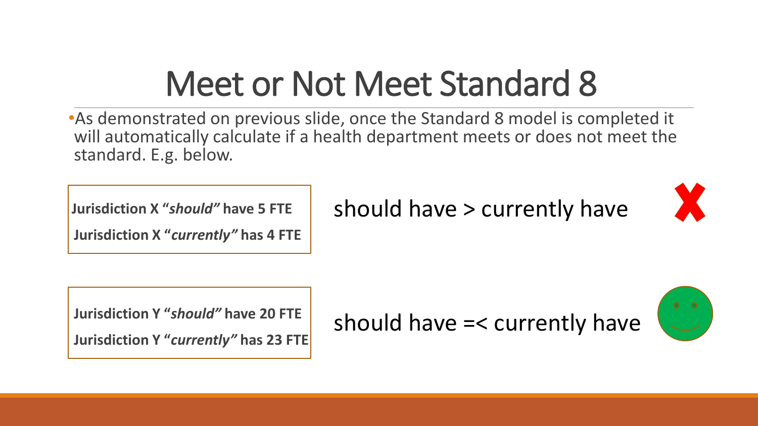# Meet or Not Meet Standard 8

- As demonstrated on previous slide, once the Standard 8 model is completed it will automatically calculate if a health department meets or does not meet the standard. E.g. below.

**Jurisdiction X "*should*" have 5 FTE**

**Jurisdiction X "*currently*" has 4 FTE**

should have > currently have

**Jurisdiction Y "*should*" have 20 FTE**

**Jurisdiction Y "*currently*" has 23 FTE**

should have =< currently have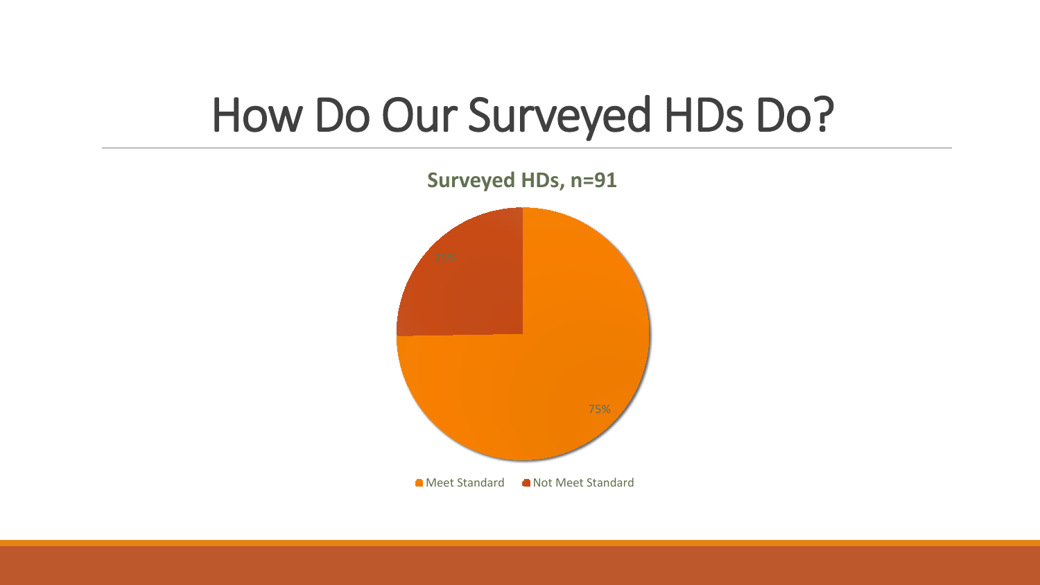# How Do Our Surveyed HDs Do?

**Surveyed HDs, n=91**

25%

75%

Meet Standard   Not Meet Standard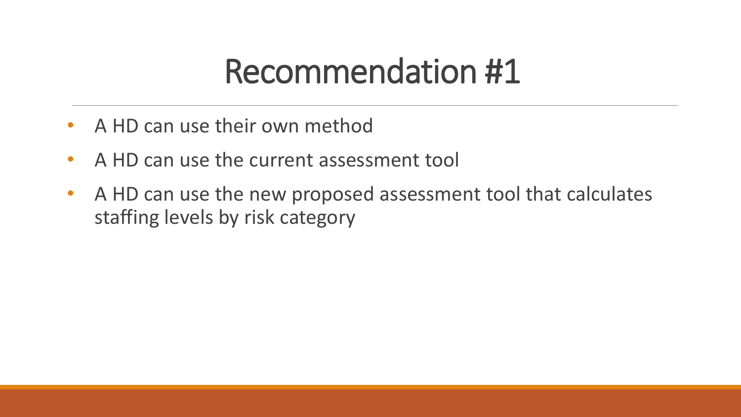# Recommendation #1

- A HD can use their own method
- A HD can use the current assessment tool
- A HD can use the new proposed assessment tool that calculates staffing levels by risk category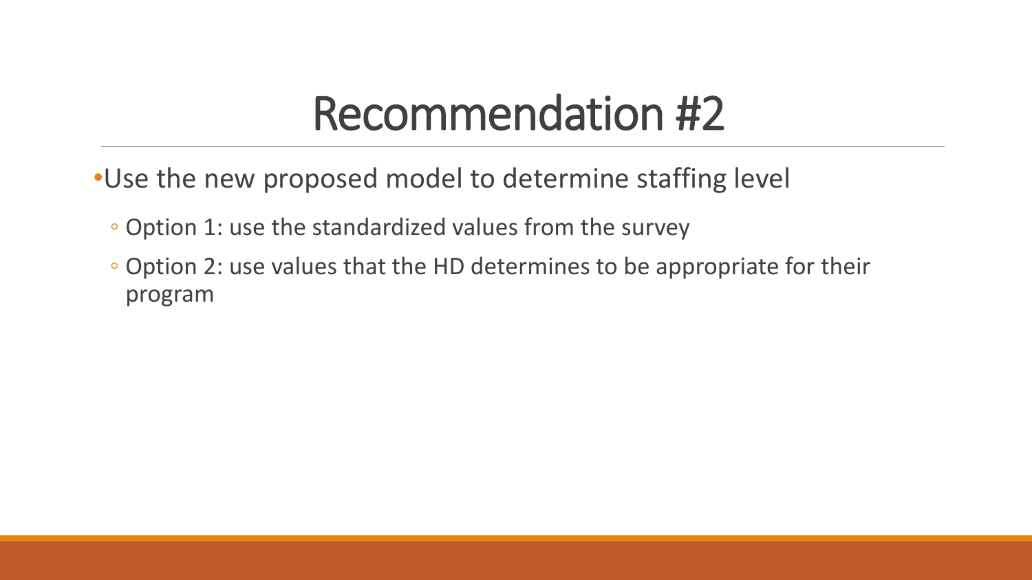# Recommendation #2

- Use the new proposed model to determine staffing level
  - Option 1: use the standardized values from the survey
  - Option 2: use values that the HD determines to be appropriate for their program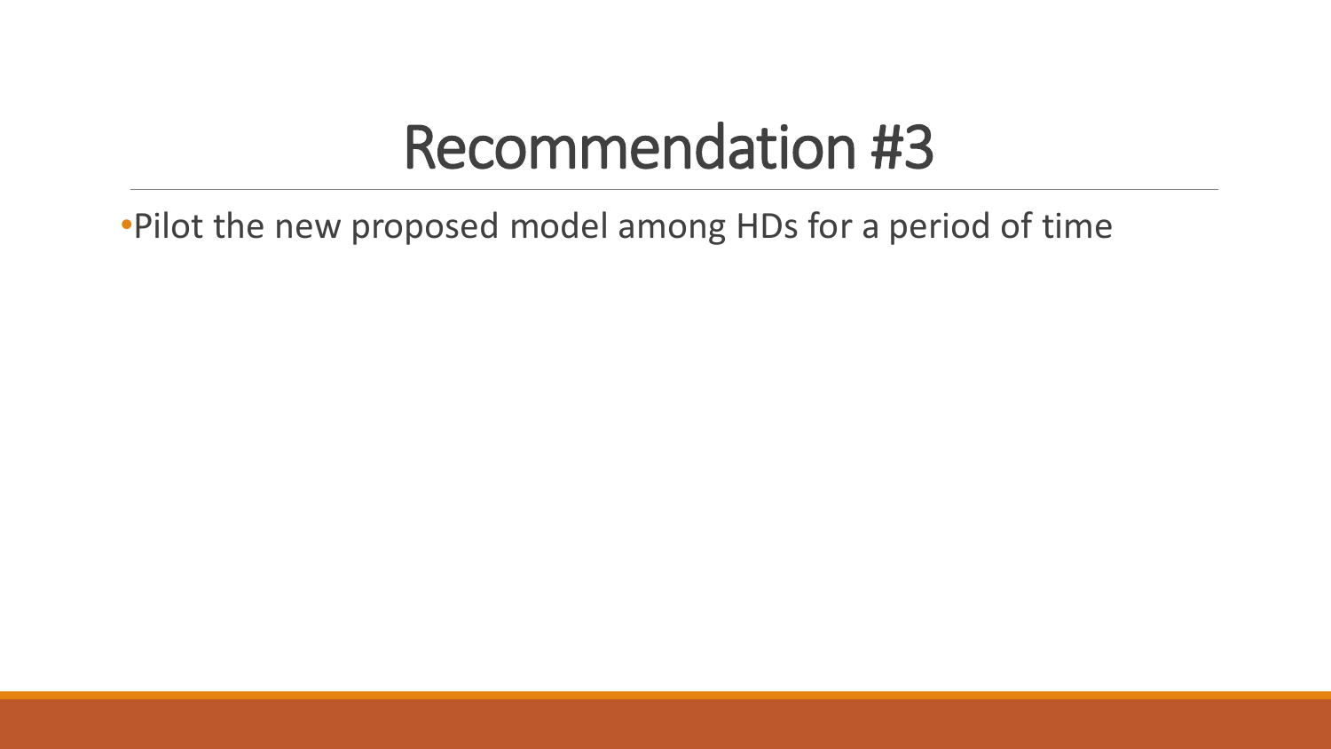# Recommendation #3

- Pilot the new proposed model among HDs for a period of time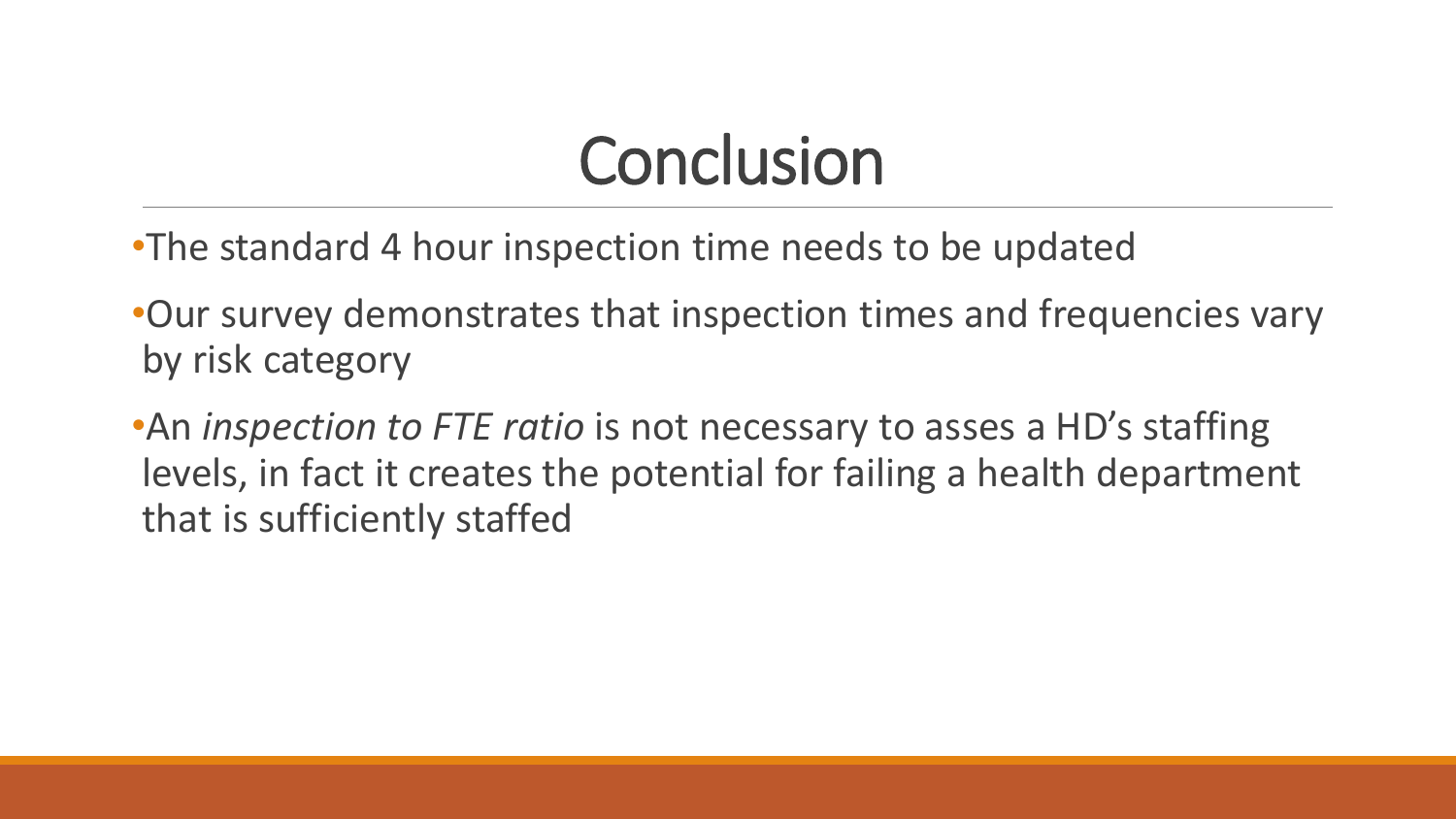# Conclusion

- The standard 4 hour inspection time needs to be updated
- Our survey demonstrates that inspection times and frequencies vary by risk category
- An *inspection to FTE ratio* is not necessary to asses a HD's staffing levels, in fact it creates the potential for failing a health department that is sufficiently staffed